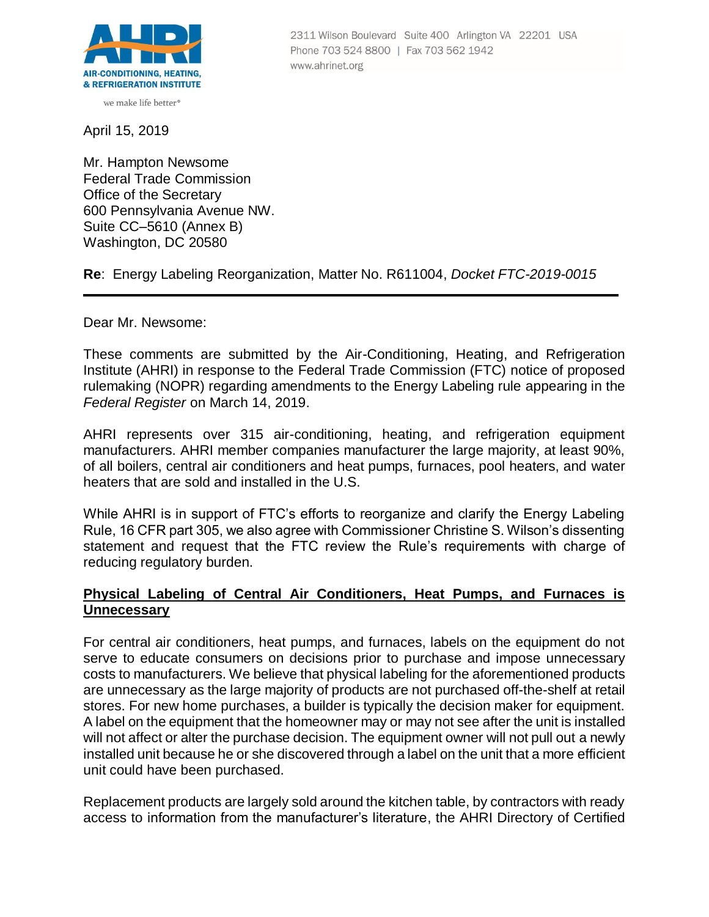**AHRI**
**AIR-CONDITIONING, HEATING, & REFRIGERATION INSTITUTE**

we make life better®

2311 Wilson Boulevard Suite 400 Arlington VA 22201 USA
Phone 703 524 8800 | Fax 703 562 1942
www.ahrinet.org

April 15, 2019

Mr. Hampton Newsome
Federal Trade Commission
Office of the Secretary
600 Pennsylvania Avenue NW.
Suite CC–5610 (Annex B)
Washington, DC 20580

**Re**: Energy Labeling Reorganization, Matter No. R611004, *Docket FTC-2019-0015*

---

Dear Mr. Newsome:

These comments are submitted by the Air-Conditioning, Heating, and Refrigeration Institute (AHRI) in response to the Federal Trade Commission (FTC) notice of proposed rulemaking (NOPR) regarding amendments to the Energy Labeling rule appearing in the *Federal Register* on March 14, 2019.

AHRI represents over 315 air-conditioning, heating, and refrigeration equipment manufacturers. AHRI member companies manufacturer the large majority, at least 90%, of all boilers, central air conditioners and heat pumps, furnaces, pool heaters, and water heaters that are sold and installed in the U.S.

While AHRI is in support of FTC's efforts to reorganize and clarify the Energy Labeling Rule, 16 CFR part 305, we also agree with Commissioner Christine S. Wilson's dissenting statement and request that the FTC review the Rule's requirements with charge of reducing regulatory burden.

**Physical Labeling of Central Air Conditioners, Heat Pumps, and Furnaces is Unnecessary**

For central air conditioners, heat pumps, and furnaces, labels on the equipment do not serve to educate consumers on decisions prior to purchase and impose unnecessary costs to manufacturers. We believe that physical labeling for the aforementioned products are unnecessary as the large majority of products are not purchased off-the-shelf at retail stores. For new home purchases, a builder is typically the decision maker for equipment. A label on the equipment that the homeowner may or may not see after the unit is installed will not affect or alter the purchase decision. The equipment owner will not pull out a newly installed unit because he or she discovered through a label on the unit that a more efficient unit could have been purchased.

Replacement products are largely sold around the kitchen table, by contractors with ready access to information from the manufacturer's literature, the AHRI Directory of Certified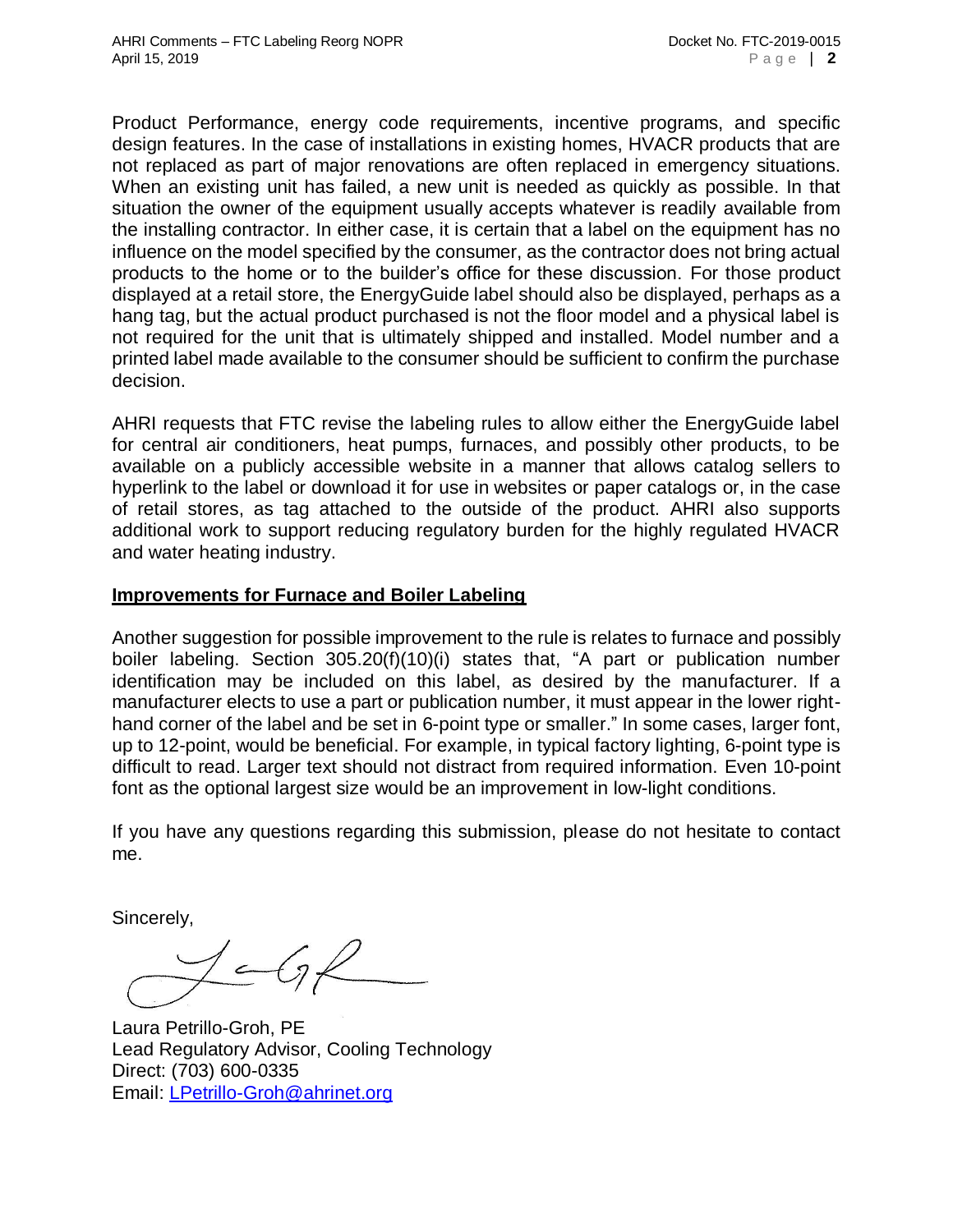Product Performance, energy code requirements, incentive programs, and specific design features. In the case of installations in existing homes, HVACR products that are not replaced as part of major renovations are often replaced in emergency situations. When an existing unit has failed, a new unit is needed as quickly as possible. In that situation the owner of the equipment usually accepts whatever is readily available from the installing contractor. In either case, it is certain that a label on the equipment has no influence on the model specified by the consumer, as the contractor does not bring actual products to the home or to the builder's office for these discussion. For those product displayed at a retail store, the EnergyGuide label should also be displayed, perhaps as a hang tag, but the actual product purchased is not the floor model and a physical label is not required for the unit that is ultimately shipped and installed. Model number and a printed label made available to the consumer should be sufficient to confirm the purchase decision.

AHRI requests that FTC revise the labeling rules to allow either the EnergyGuide label for central air conditioners, heat pumps, furnaces, and possibly other products, to be available on a publicly accessible website in a manner that allows catalog sellers to hyperlink to the label or download it for use in websites or paper catalogs or, in the case of retail stores, as tag attached to the outside of the product. AHRI also supports additional work to support reducing regulatory burden for the highly regulated HVACR and water heating industry.

**Improvements for Furnace and Boiler Labeling**

Another suggestion for possible improvement to the rule is relates to furnace and possibly boiler labeling. Section 305.20(f)(10)(i) states that, "A part or publication number identification may be included on this label, as desired by the manufacturer. If a manufacturer elects to use a part or publication number, it must appear in the lower right-hand corner of the label and be set in 6-point type or smaller." In some cases, larger font, up to 12-point, would be beneficial. For example, in typical factory lighting, 6-point type is difficult to read. Larger text should not distract from required information. Even 10-point font as the optional largest size would be an improvement in low-light conditions.

If you have any questions regarding this submission, please do not hesitate to contact me.

Sincerely,

Laura Petrillo-Groh, PE
Lead Regulatory Advisor, Cooling Technology
Direct: (703) 600-0335
Email: LPetrillo-Groh@ahrinet.org